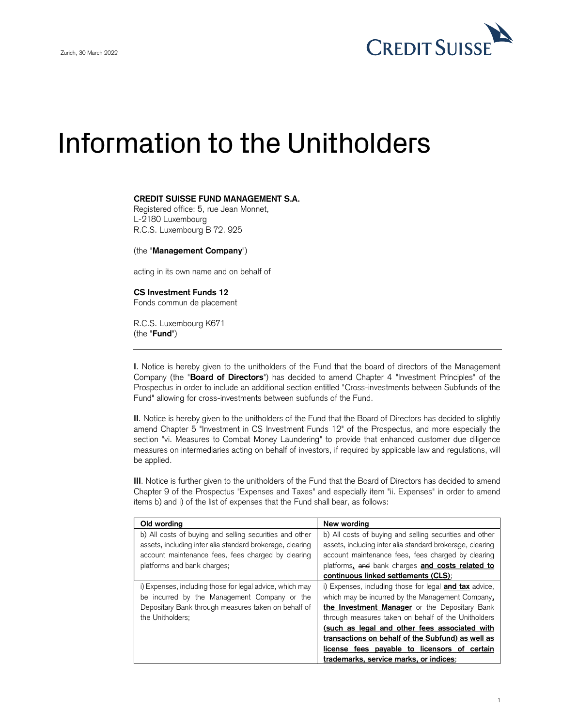Zurich, 30 March 2022

CREDIT SUISSE

# Information to the Unitholders

**CREDIT SUISSE FUND MANAGEMENT S.A.**
Registered office: 5, rue Jean Monnet,
L-2180 Luxembourg
R.C.S. Luxembourg B 72. 925

(the "**Management Company**")

acting in its own name and on behalf of

**CS Investment Funds 12**
Fonds commun de placement

R.C.S. Luxembourg K671
(the "**Fund**")

---

**I**. Notice is hereby given to the unitholders of the Fund that the board of directors of the Management Company (the "**Board of Directors**") has decided to amend Chapter 4 "Investment Principles" of the Prospectus in order to include an additional section entitled "Cross-investments between Subfunds of the Fund" allowing for cross-investments between subfunds of the Fund.

**II**. Notice is hereby given to the unitholders of the Fund that the Board of Directors has decided to slightly amend Chapter 5 "Investment in CS Investment Funds 12" of the Prospectus, and more especially the section "vi. Measures to Combat Money Laundering" to provide that enhanced customer due diligence measures on intermediaries acting on behalf of investors, if required by applicable law and regulations, will be applied.

**III**. Notice is further given to the unitholders of the Fund that the Board of Directors has decided to amend Chapter 9 of the Prospectus "Expenses and Taxes" and especially item "ii. Expenses" in order to amend items b) and i) of the list of expenses that the Fund shall bear, as follows:

| Old wording | New wording |
|---|---|
| b) All costs of buying and selling securities and other assets, including inter alia standard brokerage, clearing account maintenance fees, fees charged by clearing platforms and bank charges; | b) All costs of buying and selling securities and other assets, including inter alia standard brokerage, clearing account maintenance fees, fees charged by clearing platforms**,** ~~and~~ bank charges **and costs related to continuous linked settlements (CLS)**; |
| i) Expenses, including those for legal advice, which may be incurred by the Management Company or the Depositary Bank through measures taken on behalf of the Unitholders; | i) Expenses, including those for legal **and tax** advice, which may be incurred by the Management Company**, the Investment Manager** or the Depositary Bank through measures taken on behalf of the Unitholders **(such as legal and other fees associated with transactions on behalf of the Subfund) as well as license fees payable to licensors of certain trademarks, service marks, or indices**; |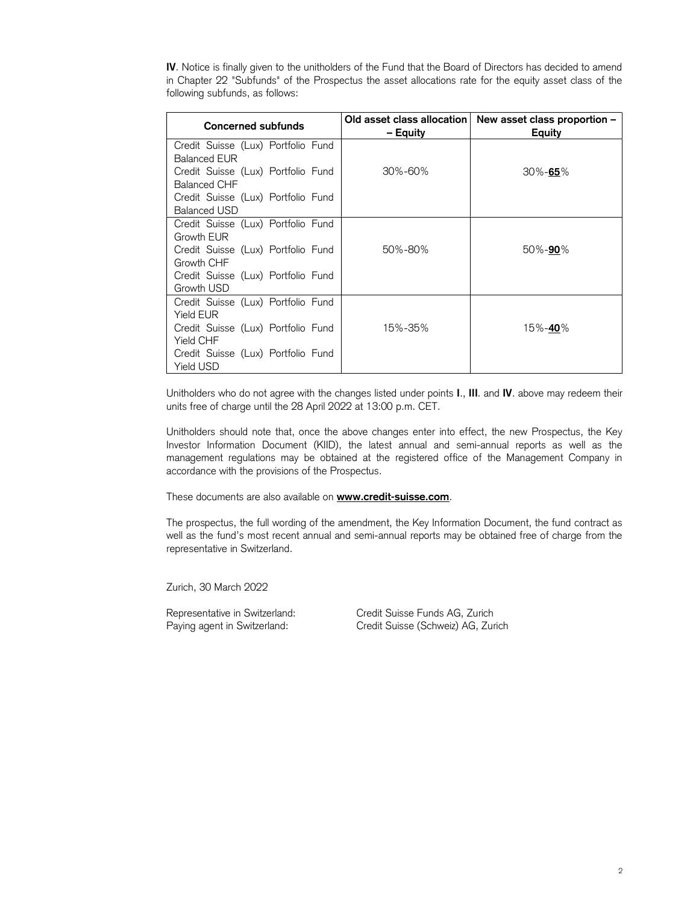**IV**. Notice is finally given to the unitholders of the Fund that the Board of Directors has decided to amend in Chapter 22 "Subfunds" of the Prospectus the asset allocations rate for the equity asset class of the following subfunds, as follows:

| Concerned subfunds | Old asset class allocation – Equity | New asset class proportion – Equity |
|---|---|---|
| Credit Suisse (Lux) Portfolio Fund Balanced EUR<br>Credit Suisse (Lux) Portfolio Fund Balanced CHF<br>Credit Suisse (Lux) Portfolio Fund Balanced USD | 30%-60% | 30%-**65**% |
| Credit Suisse (Lux) Portfolio Fund Growth EUR<br>Credit Suisse (Lux) Portfolio Fund Growth CHF<br>Credit Suisse (Lux) Portfolio Fund Growth USD | 50%-80% | 50%-**90**% |
| Credit Suisse (Lux) Portfolio Fund Yield EUR<br>Credit Suisse (Lux) Portfolio Fund Yield CHF<br>Credit Suisse (Lux) Portfolio Fund Yield USD | 15%-35% | 15%-**40**% |

Unitholders who do not agree with the changes listed under points **I**., **III**. and **IV**. above may redeem their units free of charge until the 28 April 2022 at 13:00 p.m. CET.

Unitholders should note that, once the above changes enter into effect, the new Prospectus, the Key Investor Information Document (KIID), the latest annual and semi-annual reports as well as the management regulations may be obtained at the registered office of the Management Company in accordance with the provisions of the Prospectus.

These documents are also available on **www.credit-suisse.com**.

The prospectus, the full wording of the amendment, the Key Information Document, the fund contract as well as the fund's most recent annual and semi-annual reports may be obtained free of charge from the representative in Switzerland.

Zurich, 30 March 2022

Representative in Switzerland: Credit Suisse Funds AG, Zurich
Paying agent in Switzerland: Credit Suisse (Schweiz) AG, Zurich